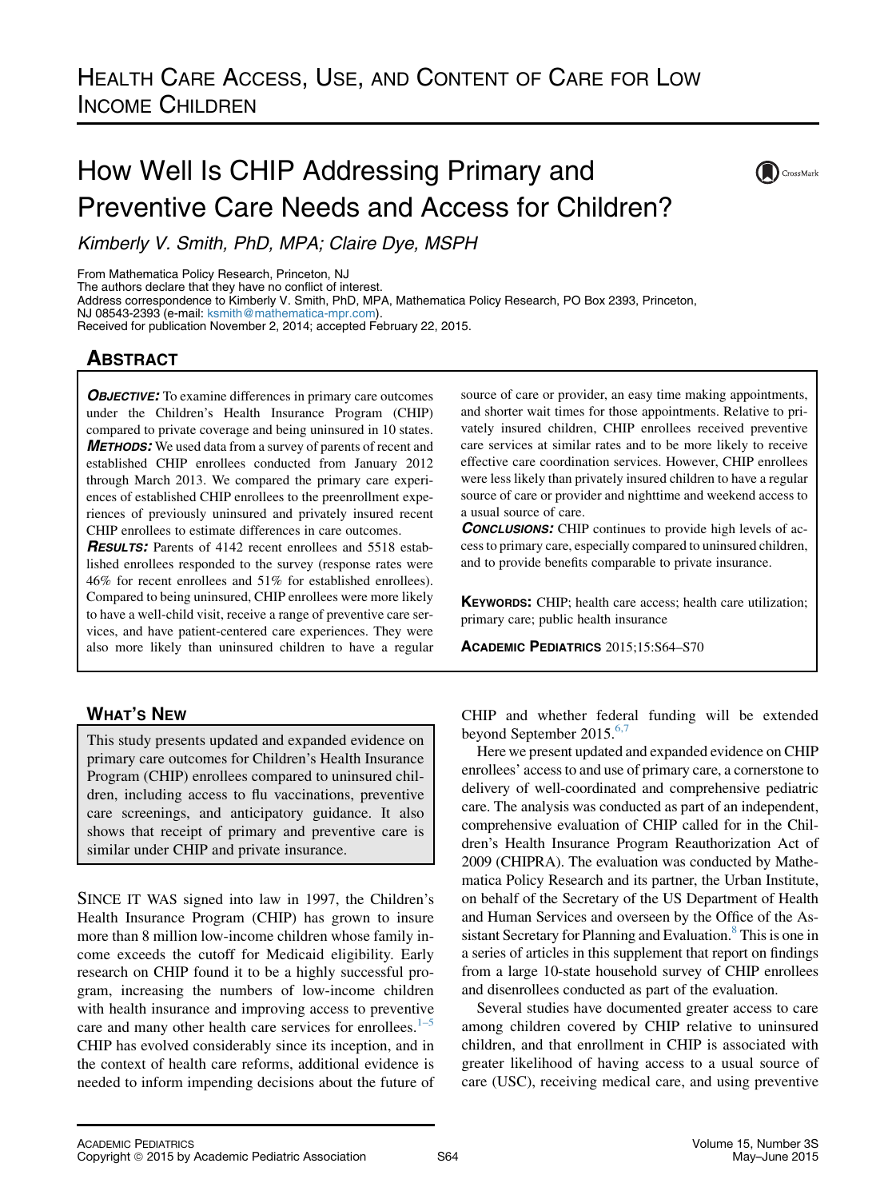HEALTH CARE ACCESS, USE, AND CONTENT OF CARE FOR LOW INCOME CHILDREN

# How Well Is CHIP Addressing Primary and Preventive Care Needs and Access for Children?

*Kimberly V. Smith, PhD, MPA; Claire Dye, MSPH*

From Mathematica Policy Research, Princeton, NJ
The authors declare that they have no conflict of interest.
Address correspondence to Kimberly V. Smith, PhD, MPA, Mathematica Policy Research, PO Box 2393, Princeton, NJ 08543-2393 (e-mail: ksmith@mathematica-mpr.com).
Received for publication November 2, 2014; accepted February 22, 2015.

## ABSTRACT

***OBJECTIVE:*** To examine differences in primary care outcomes under the Children's Health Insurance Program (CHIP) compared to private coverage and being uninsured in 10 states.

***METHODS:*** We used data from a survey of parents of recent and established CHIP enrollees conducted from January 2012 through March 2013. We compared the primary care experiences of established CHIP enrollees to the preenrollment experiences of previously uninsured and privately insured recent CHIP enrollees to estimate differences in care outcomes.

***RESULTS:*** Parents of 4142 recent enrollees and 5518 established enrollees responded to the survey (response rates were 46% for recent enrollees and 51% for established enrollees). Compared to being uninsured, CHIP enrollees were more likely to have a well-child visit, receive a range of preventive care services, and have patient-centered care experiences. They were also more likely than uninsured children to have a regular source of care or provider, an easy time making appointments, and shorter wait times for those appointments. Relative to privately insured children, CHIP enrollees received preventive care services at similar rates and to be more likely to receive effective care coordination services. However, CHIP enrollees were less likely than privately insured children to have a regular source of care or provider and nighttime and weekend access to a usual source of care.

***CONCLUSIONS:*** CHIP continues to provide high levels of access to primary care, especially compared to uninsured children, and to provide benefits comparable to private insurance.

**KEYWORDS:** CHIP; health care access; health care utilization; primary care; public health insurance

## WHAT'S NEW

This study presents updated and expanded evidence on primary care outcomes for Children's Health Insurance Program (CHIP) enrollees compared to uninsured children, including access to flu vaccinations, preventive care screenings, and anticipatory guidance. It also shows that receipt of primary and preventive care is similar under CHIP and private insurance.

SINCE IT WAS signed into law in 1997, the Children's Health Insurance Program (CHIP) has grown to insure more than 8 million low-income children whose family income exceeds the cutoff for Medicaid eligibility. Early research on CHIP found it to be a highly successful program, increasing the numbers of low-income children with health insurance and improving access to preventive care and many other health care services for enrollees.[1–5] CHIP has evolved considerably since its inception, and in the context of health care reforms, additional evidence is needed to inform impending decisions about the future of CHIP and whether federal funding will be extended beyond September 2015.[6,7]

Here we present updated and expanded evidence on CHIP enrollees' access to and use of primary care, a cornerstone to delivery of well-coordinated and comprehensive pediatric care. The analysis was conducted as part of an independent, comprehensive evaluation of CHIP called for in the Children's Health Insurance Program Reauthorization Act of 2009 (CHIPRA). The evaluation was conducted by Mathematica Policy Research and its partner, the Urban Institute, on behalf of the Secretary of the US Department of Health and Human Services and overseen by the Office of the Assistant Secretary for Planning and Evaluation.[8] This is one in a series of articles in this supplement that report on findings from a large 10-state household survey of CHIP enrollees and disenrollees conducted as part of the evaluation.

Several studies have documented greater access to care among children covered by CHIP relative to uninsured children, and that enrollment in CHIP is associated with greater likelihood of having access to a usual source of care (USC), receiving medical care, and using preventive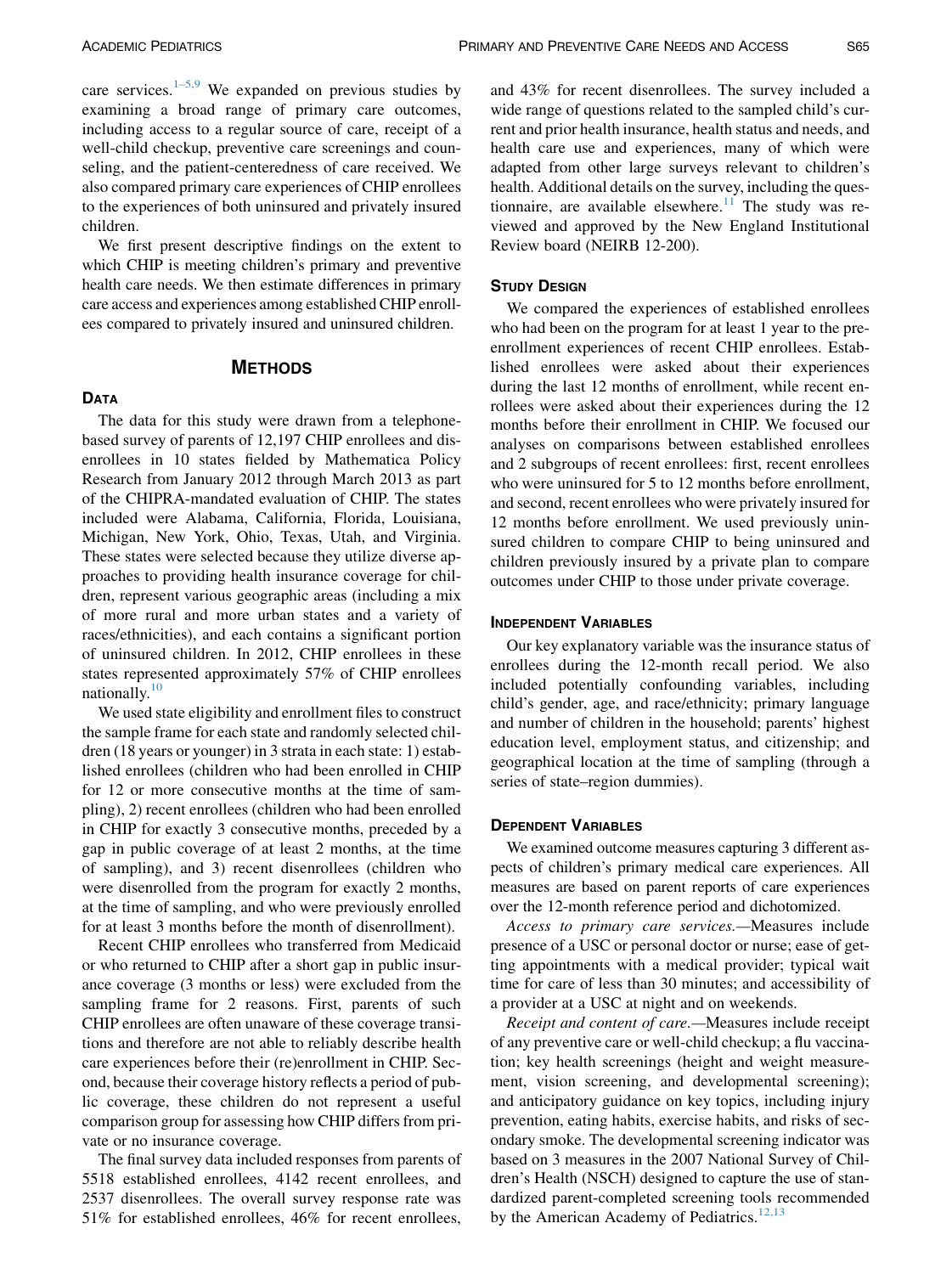care services.[1–5,9] We expanded on previous studies by examining a broad range of primary care outcomes, including access to a regular source of care, receipt of a well-child checkup, preventive care screenings and counseling, and the patient-centeredness of care received. We also compared primary care experiences of CHIP enrollees to the experiences of both uninsured and privately insured children.

We first present descriptive findings on the extent to which CHIP is meeting children's primary and preventive health care needs. We then estimate differences in primary care access and experiences among established CHIP enrollees compared to privately insured and uninsured children.

## Methods

### Data

The data for this study were drawn from a telephone-based survey of parents of 12,197 CHIP enrollees and disenrollees in 10 states fielded by Mathematica Policy Research from January 2012 through March 2013 as part of the CHIPRA-mandated evaluation of CHIP. The states included were Alabama, California, Florida, Louisiana, Michigan, New York, Ohio, Texas, Utah, and Virginia. These states were selected because they utilize diverse approaches to providing health insurance coverage for children, represent various geographic areas (including a mix of more rural and more urban states and a variety of races/ethnicities), and each contains a significant portion of uninsured children. In 2012, CHIP enrollees in these states represented approximately 57% of CHIP enrollees nationally.[10]

We used state eligibility and enrollment files to construct the sample frame for each state and randomly selected children (18 years or younger) in 3 strata in each state: 1) established enrollees (children who had been enrolled in CHIP for 12 or more consecutive months at the time of sampling), 2) recent enrollees (children who had been enrolled in CHIP for exactly 3 consecutive months, preceded by a gap in public coverage of at least 2 months, at the time of sampling), and 3) recent disenrollees (children who were disenrolled from the program for exactly 2 months, at the time of sampling, and who were previously enrolled for at least 3 months before the month of disenrollment).

Recent CHIP enrollees who transferred from Medicaid or who returned to CHIP after a short gap in public insurance coverage (3 months or less) were excluded from the sampling frame for 2 reasons. First, parents of such CHIP enrollees are often unaware of these coverage transitions and therefore are not able to reliably describe health care experiences before their (re)enrollment in CHIP. Second, because their coverage history reflects a period of public coverage, these children do not represent a useful comparison group for assessing how CHIP differs from private or no insurance coverage.

The final survey data included responses from parents of 5518 established enrollees, 4142 recent enrollees, and 2537 disenrollees. The overall survey response rate was 51% for established enrollees, 46% for recent enrollees, and 43% for recent disenrollees. The survey included a wide range of questions related to the sampled child's current and prior health insurance, health status and needs, and health care use and experiences, many of which were adapted from other large surveys relevant to children's health. Additional details on the survey, including the questionnaire, are available elsewhere.[11] The study was reviewed and approved by the New England Institutional Review board (NEIRB 12-200).

### Study Design

We compared the experiences of established enrollees who had been on the program for at least 1 year to the pre-enrollment experiences of recent CHIP enrollees. Established enrollees were asked about their experiences during the last 12 months of enrollment, while recent enrollees were asked about their experiences during the 12 months before their enrollment in CHIP. We focused our analyses on comparisons between established enrollees and 2 subgroups of recent enrollees: first, recent enrollees who were uninsured for 5 to 12 months before enrollment, and second, recent enrollees who were privately insured for 12 months before enrollment. We used previously uninsured children to compare CHIP to being uninsured and children previously insured by a private plan to compare outcomes under CHIP to those under private coverage.

### Independent Variables

Our key explanatory variable was the insurance status of enrollees during the 12-month recall period. We also included potentially confounding variables, including child's gender, age, and race/ethnicity; primary language and number of children in the household; parents' highest education level, employment status, and citizenship; and geographical location at the time of sampling (through a series of state–region dummies).

### Dependent Variables

We examined outcome measures capturing 3 different aspects of children's primary medical care experiences. All measures are based on parent reports of care experiences over the 12-month reference period and dichotomized.

*Access to primary care services.*—Measures include presence of a USC or personal doctor or nurse; ease of getting appointments with a medical provider; typical wait time for care of less than 30 minutes; and accessibility of a provider at a USC at night and on weekends.

*Receipt and content of care.*—Measures include receipt of any preventive care or well-child checkup; a flu vaccination; key health screenings (height and weight measurement, vision screening, and developmental screening); and anticipatory guidance on key topics, including injury prevention, eating habits, exercise habits, and risks of secondary smoke. The developmental screening indicator was based on 3 measures in the 2007 National Survey of Children's Health (NSCH) designed to capture the use of standardized parent-completed screening tools recommended by the American Academy of Pediatrics.[12,13]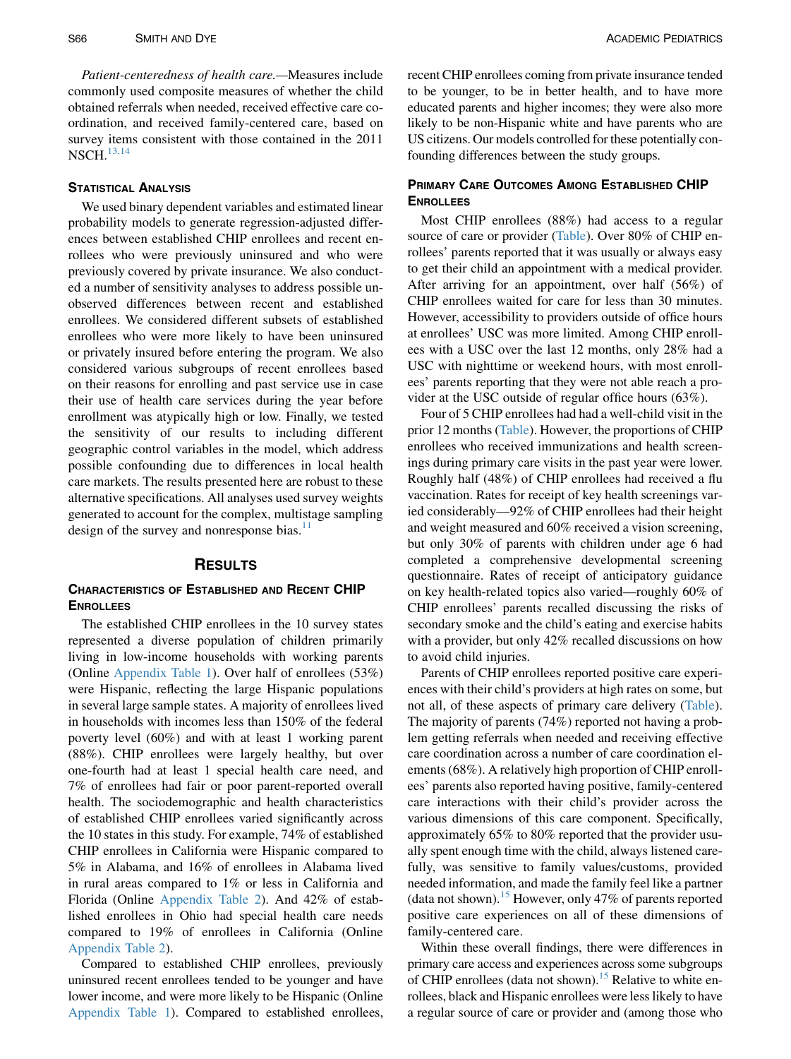*Patient-centeredness of health care.*—Measures include commonly used composite measures of whether the child obtained referrals when needed, received effective care coordination, and received family-centered care, based on survey items consistent with those contained in the 2011 NSCH.[13,14]

### Statistical Analysis

We used binary dependent variables and estimated linear probability models to generate regression-adjusted differences between established CHIP enrollees and recent enrollees who were previously uninsured and who were previously covered by private insurance. We also conducted a number of sensitivity analyses to address possible unobserved differences between recent and established enrollees. We considered different subsets of established enrollees who were more likely to have been uninsured or privately insured before entering the program. We also considered various subgroups of recent enrollees based on their reasons for enrolling and past service use in case their use of health care services during the year before enrollment was atypically high or low. Finally, we tested the sensitivity of our results to including different geographic control variables in the model, which address possible confounding due to differences in local health care markets. The results presented here are robust to these alternative specifications. All analyses used survey weights generated to account for the complex, multistage sampling design of the survey and nonresponse bias.[11]

## Results

### Characteristics of Established and Recent CHIP Enrollees

The established CHIP enrollees in the 10 survey states represented a diverse population of children primarily living in low-income households with working parents (Online Appendix Table 1). Over half of enrollees (53%) were Hispanic, reflecting the large Hispanic populations in several large sample states. A majority of enrollees lived in households with incomes less than 150% of the federal poverty level (60%) and with at least 1 working parent (88%). CHIP enrollees were largely healthy, but over one-fourth had at least 1 special health care need, and 7% of enrollees had fair or poor parent-reported overall health. The sociodemographic and health characteristics of established CHIP enrollees varied significantly across the 10 states in this study. For example, 74% of established CHIP enrollees in California were Hispanic compared to 5% in Alabama, and 16% of enrollees in Alabama lived in rural areas compared to 1% or less in California and Florida (Online Appendix Table 2). And 42% of established enrollees in Ohio had special health care needs compared to 19% of enrollees in California (Online Appendix Table 2).

Compared to established CHIP enrollees, previously uninsured recent enrollees tended to be younger and have lower income, and were more likely to be Hispanic (Online Appendix Table 1). Compared to established enrollees, recent CHIP enrollees coming from private insurance tended to be younger, to be in better health, and to have more educated parents and higher incomes; they were also more likely to be non-Hispanic white and have parents who are US citizens. Our models controlled for these potentially confounding differences between the study groups.

### Primary Care Outcomes Among Established CHIP Enrollees

Most CHIP enrollees (88%) had access to a regular source of care or provider (Table). Over 80% of CHIP enrollees' parents reported that it was usually or always easy to get their child an appointment with a medical provider. After arriving for an appointment, over half (56%) of CHIP enrollees waited for care for less than 30 minutes. However, accessibility to providers outside of office hours at enrollees' USC was more limited. Among CHIP enrollees with a USC over the last 12 months, only 28% had a USC with nighttime or weekend hours, with most enrollees' parents reporting that they were not able reach a provider at the USC outside of regular office hours (63%).

Four of 5 CHIP enrollees had had a well-child visit in the prior 12 months (Table). However, the proportions of CHIP enrollees who received immunizations and health screenings during primary care visits in the past year were lower. Roughly half (48%) of CHIP enrollees had received a flu vaccination. Rates for receipt of key health screenings varied considerably—92% of CHIP enrollees had their height and weight measured and 60% received a vision screening, but only 30% of parents with children under age 6 had completed a comprehensive developmental screening questionnaire. Rates of receipt of anticipatory guidance on key health-related topics also varied—roughly 60% of CHIP enrollees' parents recalled discussing the risks of secondary smoke and the child's eating and exercise habits with a provider, but only 42% recalled discussions on how to avoid child injuries.

Parents of CHIP enrollees reported positive care experiences with their child's providers at high rates on some, but not all, of these aspects of primary care delivery (Table). The majority of parents (74%) reported not having a problem getting referrals when needed and receiving effective care coordination across a number of care coordination elements (68%). A relatively high proportion of CHIP enrollees' parents also reported having positive, family-centered care interactions with their child's provider across the various dimensions of this care component. Specifically, approximately 65% to 80% reported that the provider usually spent enough time with the child, always listened carefully, was sensitive to family values/customs, provided needed information, and made the family feel like a partner (data not shown).[15] However, only 47% of parents reported positive care experiences on all of these dimensions of family-centered care.

Within these overall findings, there were differences in primary care access and experiences across some subgroups of CHIP enrollees (data not shown).[15] Relative to white enrollees, black and Hispanic enrollees were less likely to have a regular source of care or provider and (among those who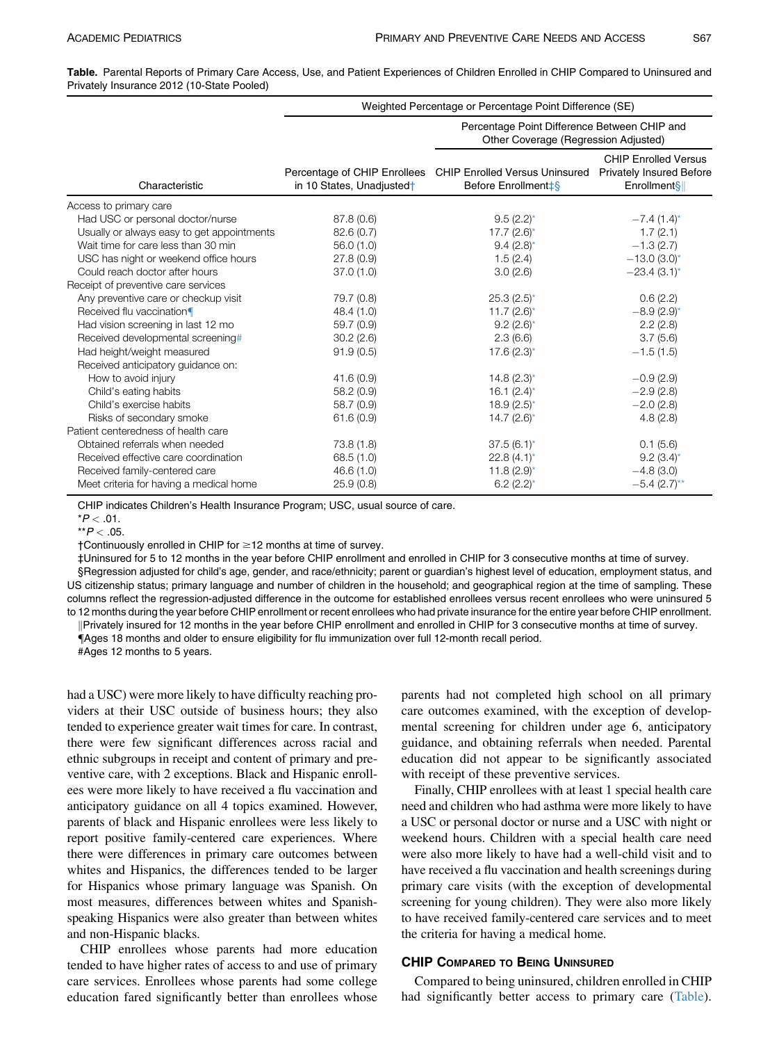**Table.** Parental Reports of Primary Care Access, Use, and Patient Experiences of Children Enrolled in CHIP Compared to Uninsured and Privately Insurance 2012 (10-State Pooled)

| Characteristic | Weighted Percentage or Percentage Point Difference (SE) | | |
|---|---|---|---|
| | | Percentage Point Difference Between CHIP and Other Coverage (Regression Adjusted) | |
| | Percentage of CHIP Enrollees in 10 States, Unadjusted† | CHIP Enrolled Versus Uninsured Before Enrollment‡§ | CHIP Enrolled Versus Privately Insured Before Enrollment§‖ |
| Access to primary care | | | |
| Had USC or personal doctor/nurse | 87.8 (0.6) | 9.5 (2.2)* | −7.4 (1.4)* |
| Usually or always easy to get appointments | 82.6 (0.7) | 17.7 (2.6)* | 1.7 (2.1) |
| Wait time for care less than 30 min | 56.0 (1.0) | 9.4 (2.8)* | −1.3 (2.7) |
| USC has night or weekend office hours | 27.8 (0.9) | 1.5 (2.4) | −13.0 (3.0)* |
| Could reach doctor after hours | 37.0 (1.0) | 3.0 (2.6) | −23.4 (3.1)* |
| Receipt of preventive care services | | | |
| Any preventive care or checkup visit | 79.7 (0.8) | 25.3 (2.5)* | 0.6 (2.2) |
| Received flu vaccination¶ | 48.4 (1.0) | 11.7 (2.6)* | −8.9 (2.9)* |
| Had vision screening in last 12 mo | 59.7 (0.9) | 9.2 (2.6)* | 2.2 (2.8) |
| Received developmental screening# | 30.2 (2.6) | 2.3 (6.6) | 3.7 (5.6) |
| Had height/weight measured | 91.9 (0.5) | 17.6 (2.3)* | −1.5 (1.5) |
| Received anticipatory guidance on: | | | |
| How to avoid injury | 41.6 (0.9) | 14.8 (2.3)* | −0.9 (2.9) |
| Child's eating habits | 58.2 (0.9) | 16.1 (2.4)* | −2.9 (2.8) |
| Child's exercise habits | 58.7 (0.9) | 18.9 (2.5)* | −2.0 (2.8) |
| Risks of secondary smoke | 61.6 (0.9) | 14.7 (2.6)* | 4.8 (2.8) |
| Patient centeredness of health care | | | |
| Obtained referrals when needed | 73.8 (1.8) | 37.5 (6.1)* | 0.1 (5.6) |
| Received effective care coordination | 68.5 (1.0) | 22.8 (4.1)* | 9.2 (3.4)* |
| Received family-centered care | 46.6 (1.0) | 11.8 (2.9)* | −4.8 (3.0) |
| Meet criteria for having a medical home | 25.9 (0.8) | 6.2 (2.2)* | −5.4 (2.7)** |

CHIP indicates Children's Health Insurance Program; USC, usual source of care.

*$P < .01$.

**$P < .05$.

†Continuously enrolled in CHIP for ≥12 months at time of survey.

‡Uninsured for 5 to 12 months in the year before CHIP enrollment and enrolled in CHIP for 3 consecutive months at time of survey.

§Regression adjusted for child's age, gender, and race/ethnicity; parent or guardian's highest level of education, employment status, and US citizenship status; primary language and number of children in the household; and geographical region at the time of sampling. These columns reflect the regression-adjusted difference in the outcome for established enrollees versus recent enrollees who were uninsured 5 to 12 months during the year before CHIP enrollment or recent enrollees who had private insurance for the entire year before CHIP enrollment.

‖Privately insured for 12 months in the year before CHIP enrollment and enrolled in CHIP for 3 consecutive months at time of survey.

¶Ages 18 months and older to ensure eligibility for flu immunization over full 12-month recall period.

#Ages 12 months to 5 years.

had a USC) were more likely to have difficulty reaching providers at their USC outside of business hours; they also tended to experience greater wait times for care. In contrast, there were few significant differences across racial and ethnic subgroups in receipt and content of primary and preventive care, with 2 exceptions. Black and Hispanic enrollees were more likely to have received a flu vaccination and anticipatory guidance on all 4 topics examined. However, parents of black and Hispanic enrollees were less likely to report positive family-centered care experiences. Where there were differences in primary care outcomes between whites and Hispanics, the differences tended to be larger for Hispanics whose primary language was Spanish. On most measures, differences between whites and Spanish-speaking Hispanics were also greater than between whites and non-Hispanic blacks.

CHIP enrollees whose parents had more education tended to have higher rates of access to and use of primary care services. Enrollees whose parents had some college education fared significantly better than enrollees whose parents had not completed high school on all primary care outcomes examined, with the exception of developmental screening for children under age 6, anticipatory guidance, and obtaining referrals when needed. Parental education did not appear to be significantly associated with receipt of these preventive services.

Finally, CHIP enrollees with at least 1 special health care need and children who had asthma were more likely to have a USC or personal doctor or nurse and a USC with night or weekend hours. Children with a special health care need were also more likely to have had a well-child visit and to have received a flu vaccination and health screenings during primary care visits (with the exception of developmental screening for young children). They were also more likely to have received family-centered care services and to meet the criteria for having a medical home.

### CHIP Compared to Being Uninsured

Compared to being uninsured, children enrolled in CHIP had significantly better access to primary care (Table).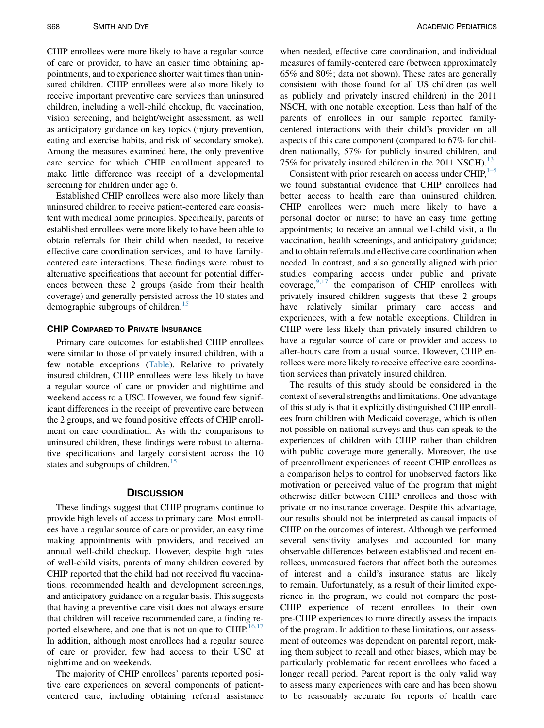CHIP enrollees were more likely to have a regular source of care or provider, to have an easier time obtaining appointments, and to experience shorter wait times than uninsured children. CHIP enrollees were also more likely to receive important preventive care services than uninsured children, including a well-child checkup, flu vaccination, vision screening, and height/weight assessment, as well as anticipatory guidance on key topics (injury prevention, eating and exercise habits, and risk of secondary smoke). Among the measures examined here, the only preventive care service for which CHIP enrollment appeared to make little difference was receipt of a developmental screening for children under age 6.

Established CHIP enrollees were also more likely than uninsured children to receive patient-centered care consistent with medical home principles. Specifically, parents of established enrollees were more likely to have been able to obtain referrals for their child when needed, to receive effective care coordination services, and to have family-centered care interactions. These findings were robust to alternative specifications that account for potential differences between these 2 groups (aside from their health coverage) and generally persisted across the 10 states and demographic subgroups of children.[15]

### CHIP Compared to Private Insurance

Primary care outcomes for established CHIP enrollees were similar to those of privately insured children, with a few notable exceptions (Table). Relative to privately insured children, CHIP enrollees were less likely to have a regular source of care or provider and nighttime and weekend access to a USC. However, we found few significant differences in the receipt of preventive care between the 2 groups, and we found positive effects of CHIP enrollment on care coordination. As with the comparisons to uninsured children, these findings were robust to alternative specifications and largely consistent across the 10 states and subgroups of children.[15]

## Discussion

These findings suggest that CHIP programs continue to provide high levels of access to primary care. Most enrollees have a regular source of care or provider, an easy time making appointments with providers, and received an annual well-child checkup. However, despite high rates of well-child visits, parents of many children covered by CHIP reported that the child had not received flu vaccinations, recommended health and development screenings, and anticipatory guidance on a regular basis. This suggests that having a preventive care visit does not always ensure that children will receive recommended care, a finding reported elsewhere, and one that is not unique to CHIP.[16,17] In addition, although most enrollees had a regular source of care or provider, few had access to their USC at nighttime and on weekends.

The majority of CHIP enrollees' parents reported positive care experiences on several components of patient-centered care, including obtaining referral assistance when needed, effective care coordination, and individual measures of family-centered care (between approximately 65% and 80%; data not shown). These rates are generally consistent with those found for all US children (as well as publicly and privately insured children) in the 2011 NSCH, with one notable exception. Less than half of the parents of enrollees in our sample reported family-centered interactions with their child's provider on all aspects of this care component (compared to 67% for children nationally, 57% for publicly insured children, and 75% for privately insured children in the 2011 NSCH).[13]

Consistent with prior research on access under CHIP,[1–5] we found substantial evidence that CHIP enrollees had better access to health care than uninsured children. CHIP enrollees were much more likely to have a personal doctor or nurse; to have an easy time getting appointments; to receive an annual well-child visit, a flu vaccination, health screenings, and anticipatory guidance; and to obtain referrals and effective care coordination when needed. In contrast, and also generally aligned with prior studies comparing access under public and private coverage,[9,17] the comparison of CHIP enrollees with privately insured children suggests that these 2 groups have relatively similar primary care access and experiences, with a few notable exceptions. Children in CHIP were less likely than privately insured children to have a regular source of care or provider and access to after-hours care from a usual source. However, CHIP enrollees were more likely to receive effective care coordination services than privately insured children.

The results of this study should be considered in the context of several strengths and limitations. One advantage of this study is that it explicitly distinguished CHIP enrollees from children with Medicaid coverage, which is often not possible on national surveys and thus can speak to the experiences of children with CHIP rather than children with public coverage more generally. Moreover, the use of preenrollment experiences of recent CHIP enrollees as a comparison helps to control for unobserved factors like motivation or perceived value of the program that might otherwise differ between CHIP enrollees and those with private or no insurance coverage. Despite this advantage, our results should not be interpreted as causal impacts of CHIP on the outcomes of interest. Although we performed several sensitivity analyses and accounted for many observable differences between established and recent enrollees, unmeasured factors that affect both the outcomes of interest and a child's insurance status are likely to remain. Unfortunately, as a result of their limited experience in the program, we could not compare the post-CHIP experience of recent enrollees to their own pre-CHIP experiences to more directly assess the impacts of the program. In addition to these limitations, our assessment of outcomes was dependent on parental report, making them subject to recall and other biases, which may be particularly problematic for recent enrollees who faced a longer recall period. Parent report is the only valid way to assess many experiences with care and has been shown to be reasonably accurate for reports of health care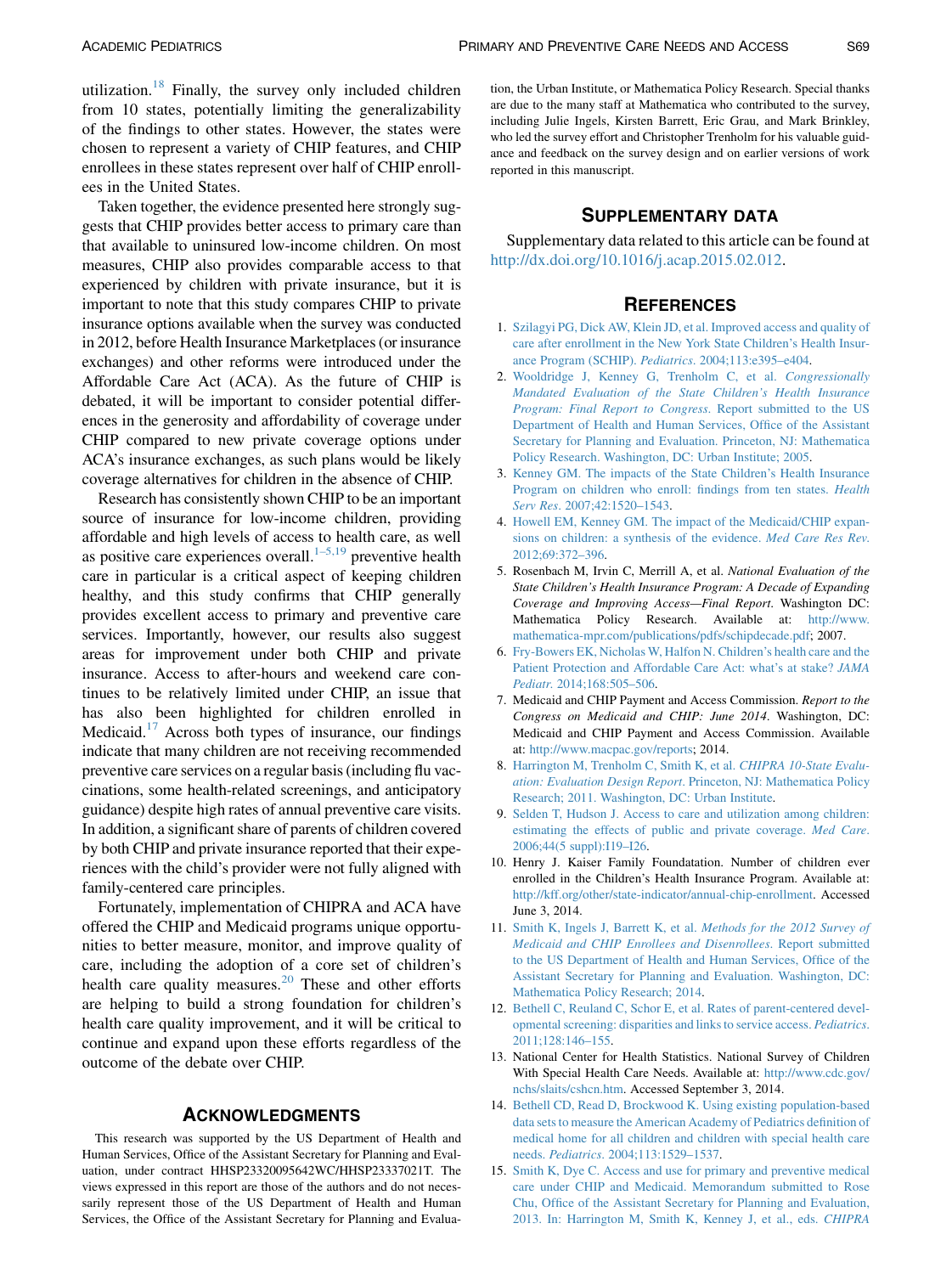utilization.[18] Finally, the survey only included children from 10 states, potentially limiting the generalizability of the findings to other states. However, the states were chosen to represent a variety of CHIP features, and CHIP enrollees in these states represent over half of CHIP enrollees in the United States.

Taken together, the evidence presented here strongly suggests that CHIP provides better access to primary care than that available to uninsured low-income children. On most measures, CHIP also provides comparable access to that experienced by children with private insurance, but it is important to note that this study compares CHIP to private insurance options available when the survey was conducted in 2012, before Health Insurance Marketplaces (or insurance exchanges) and other reforms were introduced under the Affordable Care Act (ACA). As the future of CHIP is debated, it will be important to consider potential differences in the generosity and affordability of coverage under CHIP compared to new private coverage options under ACA's insurance exchanges, as such plans would be likely coverage alternatives for children in the absence of CHIP.

Research has consistently shown CHIP to be an important source of insurance for low-income children, providing affordable and high levels of access to health care, as well as positive care experiences overall.[1–5,19] preventive health care in particular is a critical aspect of keeping children healthy, and this study confirms that CHIP generally provides excellent access to primary and preventive care services. Importantly, however, our results also suggest areas for improvement under both CHIP and private insurance. Access to after-hours and weekend care continues to be relatively limited under CHIP, an issue that has also been highlighted for children enrolled in Medicaid.[17] Across both types of insurance, our findings indicate that many children are not receiving recommended preventive care services on a regular basis (including flu vaccinations, some health-related screenings, and anticipatory guidance) despite high rates of annual preventive care visits. In addition, a significant share of parents of children covered by both CHIP and private insurance reported that their experiences with the child's provider were not fully aligned with family-centered care principles.

Fortunately, implementation of CHIPRA and ACA have offered the CHIP and Medicaid programs unique opportunities to better measure, monitor, and improve quality of care, including the adoption of a core set of children's health care quality measures.[20] These and other efforts are helping to build a strong foundation for children's health care quality improvement, and it will be critical to continue and expand upon these efforts regardless of the outcome of the debate over CHIP.

## Acknowledgments

This research was supported by the US Department of Health and Human Services, Office of the Assistant Secretary for Planning and Evaluation, under contract HHSP23320095642WC/HHSP23337021T. The views expressed in this report are those of the authors and do not necessarily represent those of the US Department of Health and Human Services, the Office of the Assistant Secretary for Planning and Evaluation, the Urban Institute, or Mathematica Policy Research. Special thanks are due to the many staff at Mathematica who contributed to the survey, including Julie Ingels, Kirsten Barrett, Eric Grau, and Mark Brinkley, who led the survey effort and Christopher Trenholm for his valuable guidance and feedback on the survey design and on earlier versions of work reported in this manuscript.

## Supplementary data

Supplementary data related to this article can be found at http://dx.doi.org/10.1016/j.acap.2015.02.012.

## References

1. Szilagyi PG, Dick AW, Klein JD, et al. Improved access and quality of care after enrollment in the New York State Children's Health Insurance Program (SCHIP). *Pediatrics*. 2004;113:e395–e404.
2. Wooldridge J, Kenney G, Trenholm C, et al. *Congressionally Mandated Evaluation of the State Children's Health Insurance Program: Final Report to Congress*. Report submitted to the US Department of Health and Human Services, Office of the Assistant Secretary for Planning and Evaluation. Princeton, NJ: Mathematica Policy Research. Washington, DC: Urban Institute; 2005.
3. Kenney GM. The impacts of the State Children's Health Insurance Program on children who enroll: findings from ten states. *Health Serv Res*. 2007;42:1520–1543.
4. Howell EM, Kenney GM. The impact of the Medicaid/CHIP expansions on children: a synthesis of the evidence. *Med Care Res Rev*. 2012;69:372–396.
5. Rosenbach M, Irvin C, Merrill A, et al. *National Evaluation of the State Children's Health Insurance Program: A Decade of Expanding Coverage and Improving Access—Final Report*. Washington DC: Mathematica Policy Research. Available at: http://www.mathematica-mpr.com/publications/pdfs/schipdecade.pdf; 2007.
6. Fry-Bowers EK, Nicholas W, Halfon N. Children's health care and the Patient Protection and Affordable Care Act: what's at stake? *JAMA Pediatr*. 2014;168:505–506.
7. Medicaid and CHIP Payment and Access Commission. *Report to the Congress on Medicaid and CHIP: June 2014*. Washington, DC: Medicaid and CHIP Payment and Access Commission. Available at: http://www.macpac.gov/reports; 2014.
8. Harrington M, Trenholm C, Smith K, et al. *CHIPRA 10-State Evaluation: Evaluation Design Report*. Princeton, NJ: Mathematica Policy Research; 2011. Washington, DC: Urban Institute.
9. Selden T, Hudson J. Access to care and utilization among children: estimating the effects of public and private coverage. *Med Care*. 2006;44(5 suppl):I19–I26.
10. Henry J. Kaiser Family Foundatation. Number of children ever enrolled in the Children's Health Insurance Program. Available at: http://kff.org/other/state-indicator/annual-chip-enrollment. Accessed June 3, 2014.
11. Smith K, Ingels J, Barrett K, et al. *Methods for the 2012 Survey of Medicaid and CHIP Enrollees and Disenrollees*. Report submitted to the US Department of Health and Human Services, Office of the Assistant Secretary for Planning and Evaluation. Washington, DC: Mathematica Policy Research; 2014.
12. Bethell C, Reuland C, Schor E, et al. Rates of parent-centered developmental screening: disparities and links to service access. *Pediatrics*. 2011;128:146–155.
13. National Center for Health Statistics. National Survey of Children With Special Health Care Needs. Available at: http://www.cdc.gov/nchs/slaits/cshcn.htm. Accessed September 3, 2014.
14. Bethell CD, Read D, Brockwood K. Using existing population-based data sets to measure the American Academy of Pediatrics definition of medical home for all children and children with special health care needs. *Pediatrics*. 2004;113:1529–1537.
15. Smith K, Dye C. Access and use for primary and preventive medical care under CHIP and Medicaid. Memorandum submitted to Rose Chu, Office of the Assistant Secretary for Planning and Evaluation, 2013. In: Harrington M, Smith K, Kenney J, et al., eds. *CHIPRA*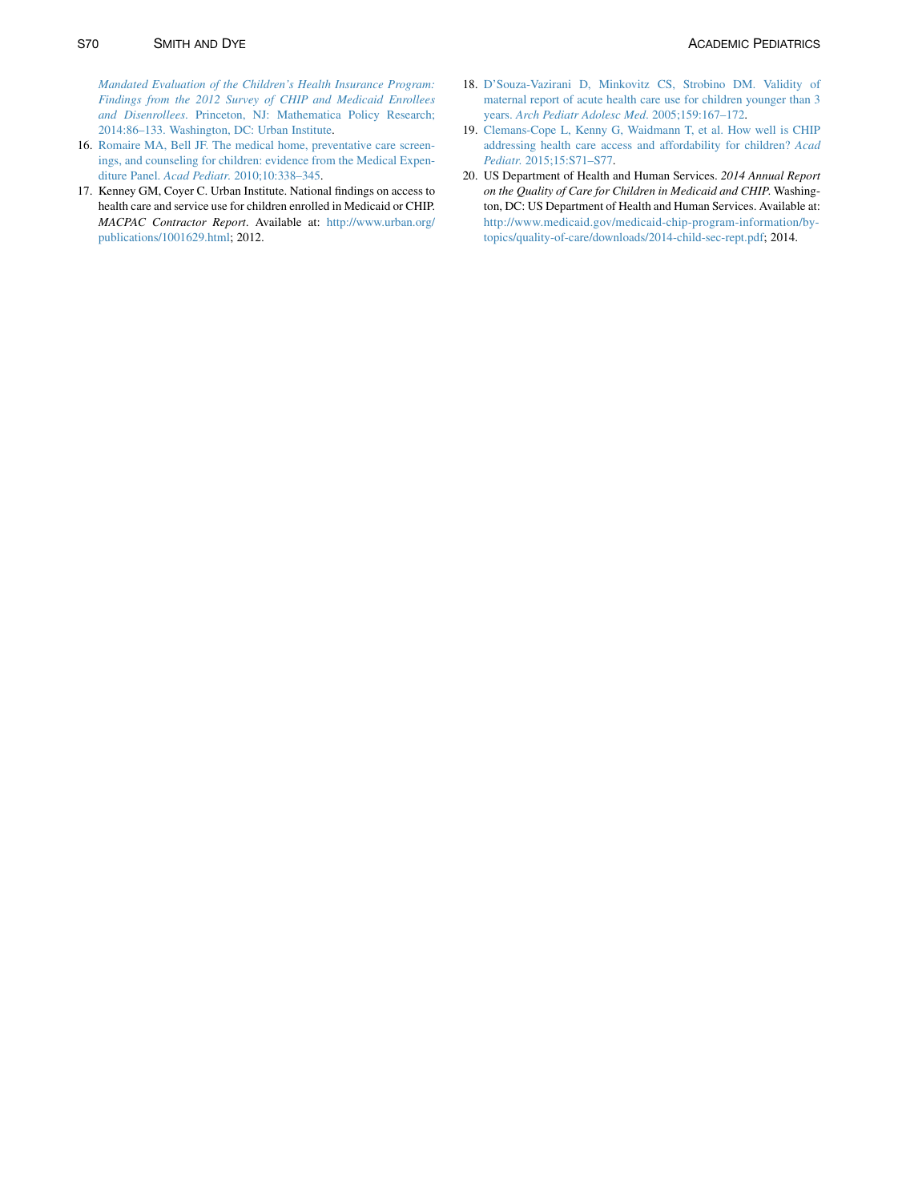*Mandated Evaluation of the Children's Health Insurance Program: Findings from the 2012 Survey of CHIP and Medicaid Enrollees and Disenrollees*. Princeton, NJ: Mathematica Policy Research; 2014:86–133. Washington, DC: Urban Institute.

16. Romaire MA, Bell JF. The medical home, preventative care screenings, and counseling for children: evidence from the Medical Expenditure Panel. *Acad Pediatr.* 2010;10:338–345.
17. Kenney GM, Coyer C. Urban Institute. National findings on access to health care and service use for children enrolled in Medicaid or CHIP. *MACPAC Contractor Report*. Available at: http://www.urban.org/publications/1001629.html; 2012.
18. D'Souza-Vazirani D, Minkovitz CS, Strobino DM. Validity of maternal report of acute health care use for children younger than 3 years. *Arch Pediatr Adolesc Med.* 2005;159:167–172.
19. Clemans-Cope L, Kenny G, Waidmann T, et al. How well is CHIP addressing health care access and affordability for children? *Acad Pediatr.* 2015;15:S71–S77.
20. US Department of Health and Human Services. *2014 Annual Report on the Quality of Care for Children in Medicaid and CHIP*. Washington, DC: US Department of Health and Human Services. Available at: http://www.medicaid.gov/medicaid-chip-program-information/by-topics/quality-of-care/downloads/2014-child-sec-rept.pdf; 2014.